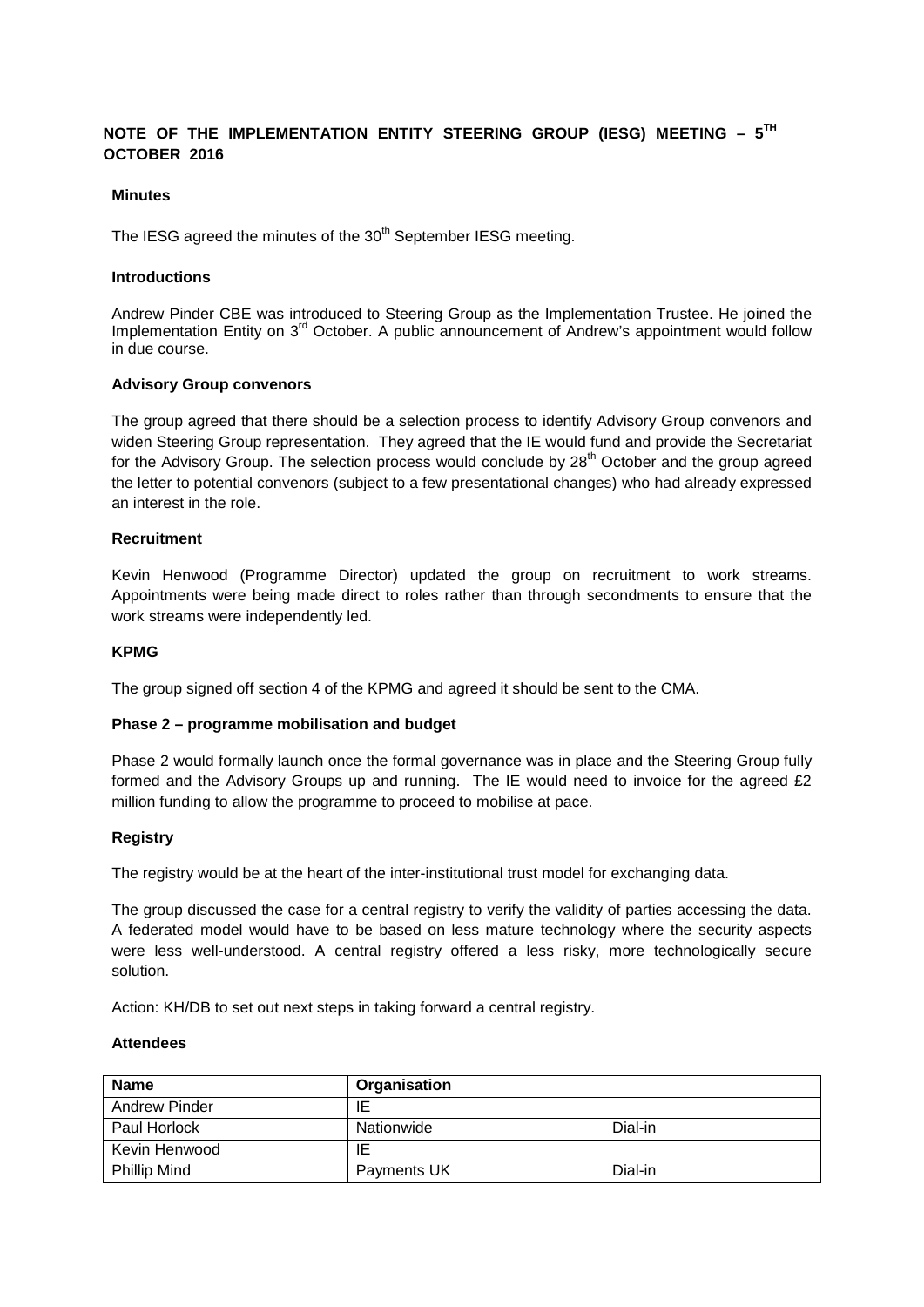# NOTE OF THE IMPLEMENTATION ENTITY STEERING GROUP (IESG) MEETING – 5TH OCTOBER 2016

**Minutes**

The IESG agreed the minutes of the 30th September IESG meeting.

**Introductions**

Andrew Pinder CBE was introduced to Steering Group as the Implementation Trustee. He joined the Implementation Entity on 3rd October. A public announcement of Andrew's appointment would follow in due course.

**Advisory Group convenors**

The group agreed that there should be a selection process to identify Advisory Group convenors and widen Steering Group representation. They agreed that the IE would fund and provide the Secretariat for the Advisory Group. The selection process would conclude by 28th October and the group agreed the letter to potential convenors (subject to a few presentational changes) who had already expressed an interest in the role.

**Recruitment**

Kevin Henwood (Programme Director) updated the group on recruitment to work streams. Appointments were being made direct to roles rather than through secondments to ensure that the work streams were independently led.

**KPMG**

The group signed off section 4 of the KPMG and agreed it should be sent to the CMA.

**Phase 2 – programme mobilisation and budget**

Phase 2 would formally launch once the formal governance was in place and the Steering Group fully formed and the Advisory Groups up and running. The IE would need to invoice for the agreed £2 million funding to allow the programme to proceed to mobilise at pace.

**Registry**

The registry would be at the heart of the inter-institutional trust model for exchanging data.

The group discussed the case for a central registry to verify the validity of parties accessing the data. A federated model would have to be based on less mature technology where the security aspects were less well-understood. A central registry offered a less risky, more technologically secure solution.

Action: KH/DB to set out next steps in taking forward a central registry.

**Attendees**

| Name | Organisation | |
|---|---|---|
| Andrew Pinder | IE | |
| Paul Horlock | Nationwide | Dial-in |
| Kevin Henwood | IE | |
| Phillip Mind | Payments UK | Dial-in |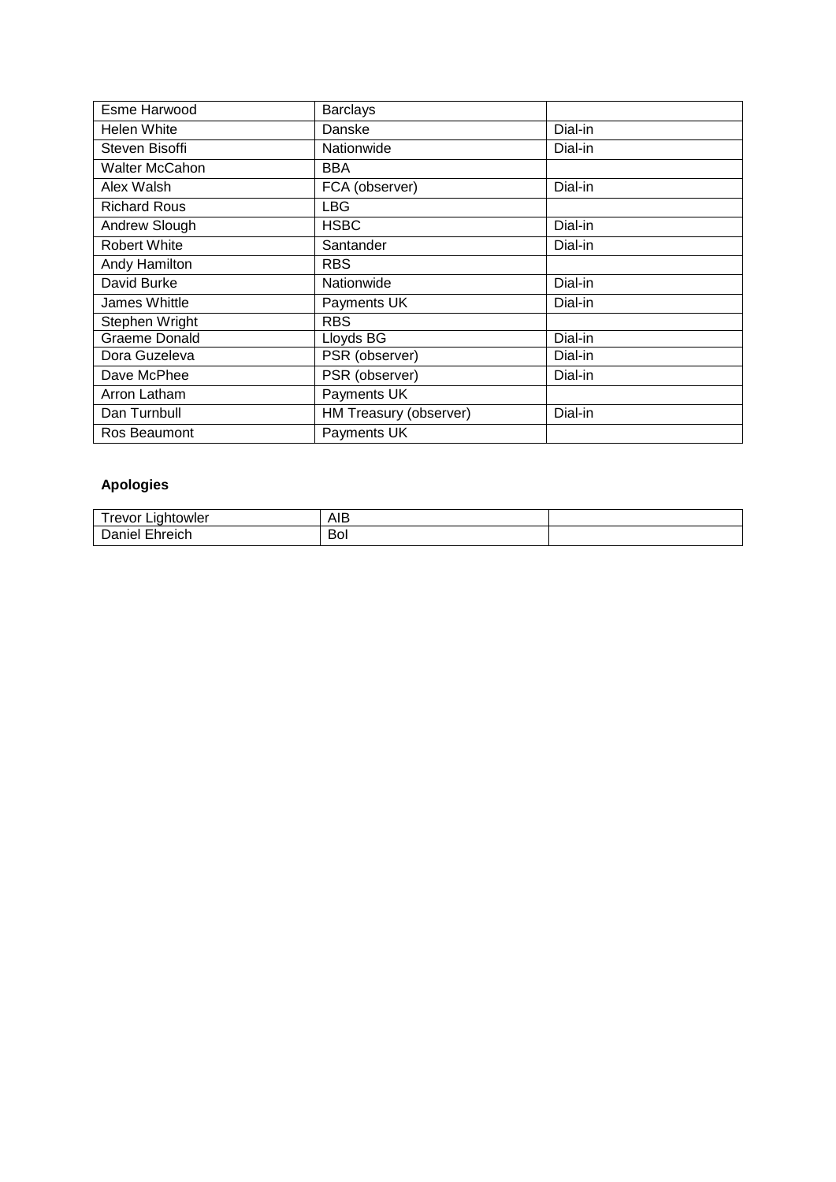| | | |
|---|---|---|
| Esme Harwood | Barclays | |
| Helen White | Danske | Dial-in |
| Steven Bisoffi | Nationwide | Dial-in |
| Walter McCahon | BBA | |
| Alex Walsh | FCA (observer) | Dial-in |
| Richard Rous | LBG | |
| Andrew Slough | HSBC | Dial-in |
| Robert White | Santander | Dial-in |
| Andy Hamilton | RBS | |
| David Burke | Nationwide | Dial-in |
| James Whittle | Payments UK | Dial-in |
| Stephen Wright | RBS | |
| Graeme Donald | Lloyds BG | Dial-in |
| Dora Guzeleva | PSR (observer) | Dial-in |
| Dave McPhee | PSR (observer) | Dial-in |
| Arron Latham | Payments UK | |
| Dan Turnbull | HM Treasury (observer) | Dial-in |
| Ros Beaumont | Payments UK | |

**Apologies**

| | | |
|---|---|---|
| Trevor Lightowler | AIB | |
| Daniel Ehreich | BoI | |